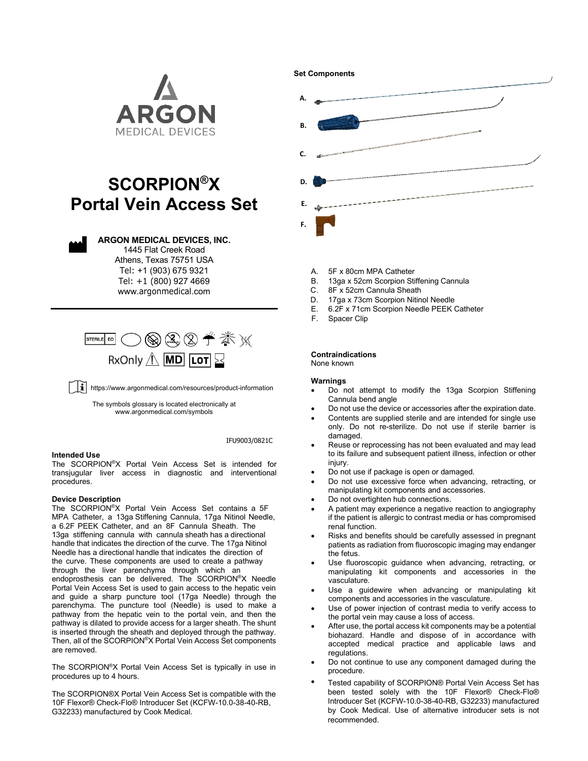ARGON
MEDICAL DEVICES

# SCORPION®X Portal Vein Access Set

**ARGON MEDICAL DEVICES, INC.**
1445 Flat Creek Road
Athens, Texas 75751 USA
Tel: +1 (903) 675 9321
Tel: +1 (800) 927 4669
www.argonmedical.com

STERILE EO

RxOnly MD LOT

https://www.argonmedical.com/resources/product-information

The symbols glossary is located electronically at www.argonmedical.com/symbols

IFU9003/0821C

### Intended Use

The SCORPION®X Portal Vein Access Set is intended for transjugular liver access in diagnostic and interventional procedures.

### Device Description

The SCORPION®X Portal Vein Access Set contains a 5F MPA Catheter, a 13ga Stiffening Cannula, 17ga Nitinol Needle, a 6.2F PEEK Catheter, and an 8F Cannula Sheath. The 13ga stiffening cannula with cannula sheath has a directional handle that indicates the direction of the curve. The 17ga Nitinol Needle has a directional handle that indicates the direction of the curve. These components are used to create a pathway through the liver parenchyma through which an endoprosthesis can be delivered. The SCORPION®X Needle Portal Vein Access Set is used to gain access to the hepatic vein and guide a sharp puncture tool (17ga Needle) through the parenchyma. The puncture tool (Needle) is used to make a pathway from the hepatic vein to the portal vein, and then the pathway is dilated to provide access for a larger sheath. The shunt is inserted through the sheath and deployed through the pathway. Then, all of the SCORPION®X Portal Vein Access Set components are removed.

The SCORPION®X Portal Vein Access Set is typically in use in procedures up to 4 hours.

The SCORPION®X Portal Vein Access Set is compatible with the 10F Flexor® Check-Flo® Introducer Set (KCFW-10.0-38-40-RB, G32233) manufactured by Cook Medical.

### Set Components

A.
B.
C.
D.
E.
F.

A. 5F x 80cm MPA Catheter
B. 13ga x 52cm Scorpion Stiffening Cannula
C. 8F x 52cm Cannula Sheath
D. 17ga x 73cm Scorpion Nitinol Needle
E. 6.2F x 71cm Scorpion Needle PEEK Catheter
F. Spacer Clip

### Contraindications

None known

### Warnings

- Do not attempt to modify the 13ga Scorpion Stiffening Cannula bend angle
- Do not use the device or accessories after the expiration date.
- Contents are supplied sterile and are intended for single use only. Do not re-sterilize. Do not use if sterile barrier is damaged.
- Reuse or reprocessing has not been evaluated and may lead to its failure and subsequent patient illness, infection or other injury.
- Do not use if package is open or damaged.
- Do not use excessive force when advancing, retracting, or manipulating kit components and accessories.
- Do not overtighten hub connections.
- A patient may experience a negative reaction to angiography if the patient is allergic to contrast media or has compromised renal function.
- Risks and benefits should be carefully assessed in pregnant patients as radiation from fluoroscopic imaging may endanger the fetus.
- Use fluoroscopic guidance when advancing, retracting, or manipulating kit components and accessories in the vasculature.
- Use a guidewire when advancing or manipulating kit components and accessories in the vasculature.
- Use of power injection of contrast media to verify access to the portal vein may cause a loss of access.
- After use, the portal access kit components may be a potential biohazard. Handle and dispose of in accordance with accepted medical practice and applicable laws and regulations.
- Do not continue to use any component damaged during the procedure.
- Tested capability of SCORPION® Portal Vein Access Set has been tested solely with the 10F Flexor® Check-Flo® Introducer Set (KCFW-10.0-38-40-RB, G32233) manufactured by Cook Medical. Use of alternative introducer sets is not recommended.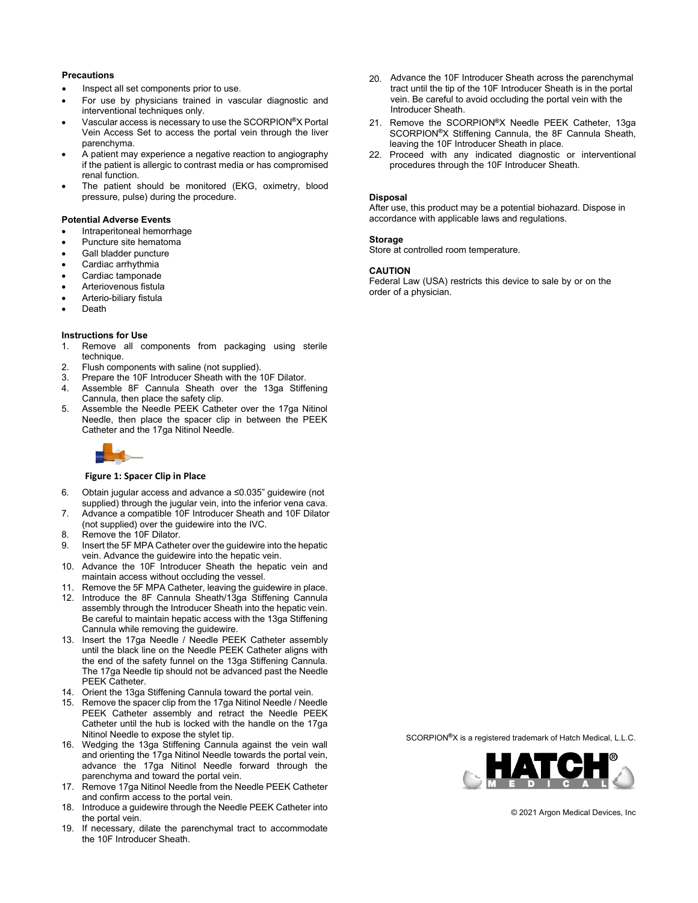**Precautions**

- Inspect all set components prior to use.
- For use by physicians trained in vascular diagnostic and interventional techniques only.
- Vascular access is necessary to use the SCORPION®X Portal Vein Access Set to access the portal vein through the liver parenchyma.
- A patient may experience a negative reaction to angiography if the patient is allergic to contrast media or has compromised renal function.
- The patient should be monitored (EKG, oximetry, blood pressure, pulse) during the procedure.

**Potential Adverse Events**

- Intraperitoneal hemorrhage
- Puncture site hematoma
- Gall bladder puncture
- Cardiac arrhythmia
- Cardiac tamponade
- Arteriovenous fistula
- Arterio-biliary fistula
- Death

**Instructions for Use**

1. Remove all components from packaging using sterile technique.
2. Flush components with saline (not supplied).
3. Prepare the 10F Introducer Sheath with the 10F Dilator.
4. Assemble 8F Cannula Sheath over the 13ga Stiffening Cannula, then place the safety clip.
5. Assemble the Needle PEEK Catheter over the 17ga Nitinol Needle, then place the spacer clip in between the PEEK Catheter and the 17ga Nitinol Needle.

**Figure 1: Spacer Clip in Place**

6. Obtain jugular access and advance a ≤0.035" guidewire (not supplied) through the jugular vein, into the inferior vena cava.
7. Advance a compatible 10F Introducer Sheath and 10F Dilator (not supplied) over the guidewire into the IVC.
8. Remove the 10F Dilator.
9. Insert the 5F MPA Catheter over the guidewire into the hepatic vein. Advance the guidewire into the hepatic vein.
10. Advance the 10F Introducer Sheath the hepatic vein and maintain access without occluding the vessel.
11. Remove the 5F MPA Catheter, leaving the guidewire in place.
12. Introduce the 8F Cannula Sheath/13ga Stiffening Cannula assembly through the Introducer Sheath into the hepatic vein. Be careful to maintain hepatic access with the 13ga Stiffening Cannula while removing the guidewire.
13. Insert the 17ga Needle / Needle PEEK Catheter assembly until the black line on the Needle PEEK Catheter aligns with the end of the safety funnel on the 13ga Stiffening Cannula. The 17ga Needle tip should not be advanced past the Needle PEEK Catheter.
14. Orient the 13ga Stiffening Cannula toward the portal vein.
15. Remove the spacer clip from the 17ga Nitinol Needle / Needle PEEK Catheter assembly and retract the Needle PEEK Catheter until the hub is locked with the handle on the 17ga Nitinol Needle to expose the stylet tip.
16. Wedging the 13ga Stiffening Cannula against the vein wall and orienting the 17ga Nitinol Needle towards the portal vein, advance the 17ga Nitinol Needle forward through the parenchyma and toward the portal vein.
17. Remove 17ga Nitinol Needle from the Needle PEEK Catheter and confirm access to the portal vein.
18. Introduce a guidewire through the Needle PEEK Catheter into the portal vein.
19. If necessary, dilate the parenchymal tract to accommodate the 10F Introducer Sheath.
20. Advance the 10F Introducer Sheath across the parenchymal tract until the tip of the 10F Introducer Sheath is in the portal vein. Be careful to avoid occluding the portal vein with the Introducer Sheath.
21. Remove the SCORPION®X Needle PEEK Catheter, 13ga SCORPION®X Stiffening Cannula, the 8F Cannula Sheath, leaving the 10F Introducer Sheath in place.
22. Proceed with any indicated diagnostic or interventional procedures through the 10F Introducer Sheath.

**Disposal**

After use, this product may be a potential biohazard. Dispose in accordance with applicable laws and regulations.

**Storage**

Store at controlled room temperature.

**CAUTION**

Federal Law (USA) restricts this device to sale by or on the order of a physician.

SCORPION®X is a registered trademark of Hatch Medical, L.L.C.

HATCH® MEDICAL

© 2021 Argon Medical Devices, Inc